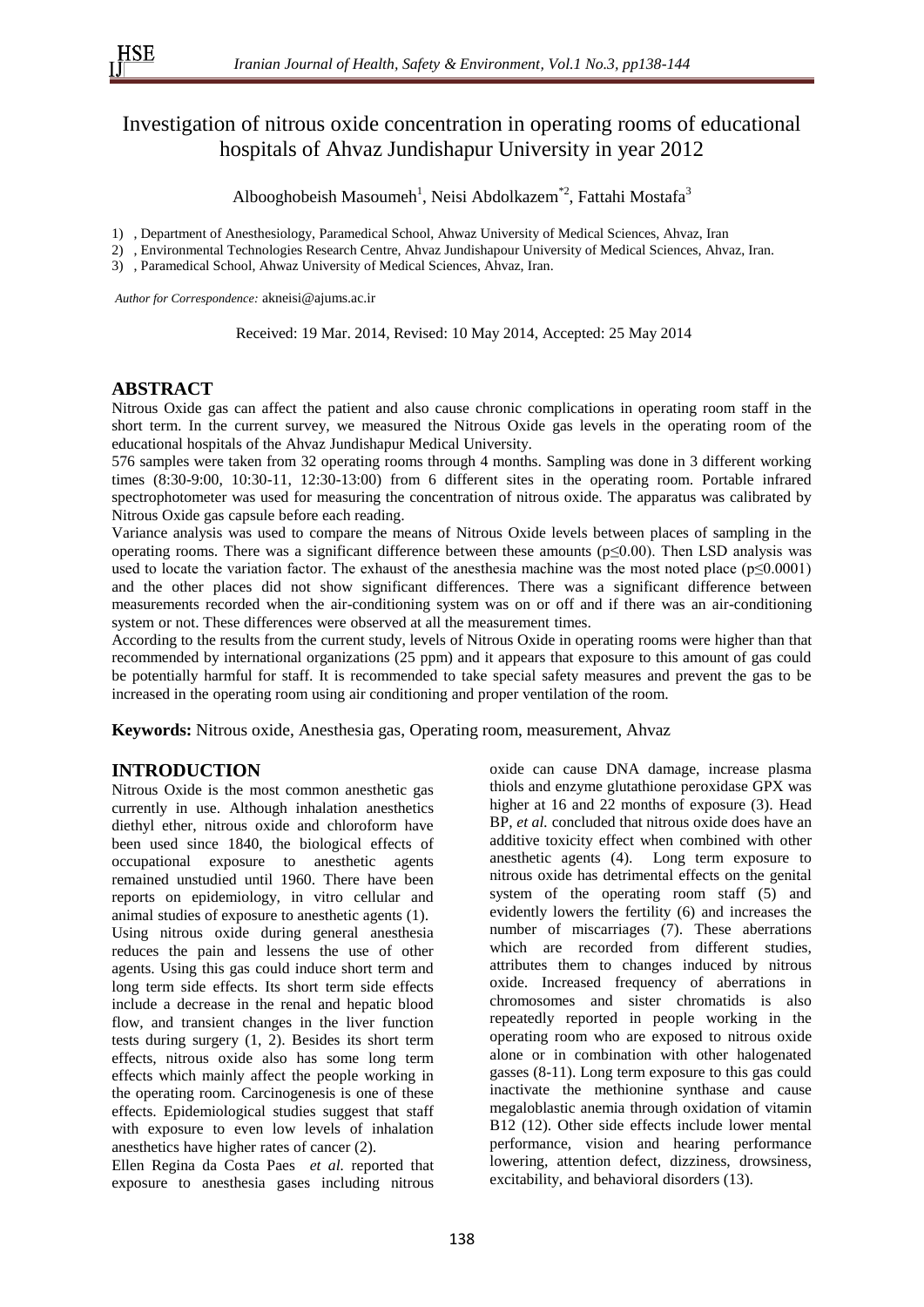# Investigation of nitrous oxide concentration in operating rooms of educational hospitals of Ahvaz Jundishapur University in year 2012

Alboohobeish Masoumeh[1], Neisi Abdolkazem[*2], Fattahi Mostafa[3]

1) , Department of Anesthesiology, Paramedical School, Ahwaz University of Medical Sciences, Ahvaz, Iran
2) , Environmental Technologies Research Centre, Ahvaz Jundishapour University of Medical Sciences, Ahvaz, Iran.
3) , Paramedical School, Ahwaz University of Medical Sciences, Ahvaz, Iran.

*Author for Correspondence:* akneisi@ajums.ac.ir

Received: 19 Mar. 2014, Revised: 10 May 2014, Accepted: 25 May 2014

## ABSTRACT

Nitrous Oxide gas can affect the patient and also cause chronic complications in operating room staff in the short term. In the current survey, we measured the Nitrous Oxide gas levels in the operating room of the educational hospitals of the Ahvaz Jundishapur Medical University.

576 samples were taken from 32 operating rooms through 4 months. Sampling was done in 3 different working times (8:30-9:00, 10:30-11, 12:30-13:00) from 6 different sites in the operating room. Portable infrared spectrophotometer was used for measuring the concentration of nitrous oxide. The apparatus was calibrated by Nitrous Oxide gas capsule before each reading.

Variance analysis was used to compare the means of Nitrous Oxide levels between places of sampling in the operating rooms. There was a significant difference between these amounts ($p \leq 0.00$). Then LSD analysis was used to locate the variation factor. The exhaust of the anesthesia machine was the most noted place ($p \leq 0.0001$) and the other places did not show significant differences. There was a significant difference between measurements recorded when the air-conditioning system was on or off and if there was an air-conditioning system or not. These differences were observed at all the measurement times.

According to the results from the current study, levels of Nitrous Oxide in operating rooms were higher than that recommended by international organizations (25 ppm) and it appears that exposure to this amount of gas could be potentially harmful for staff. It is recommended to take special safety measures and prevent the gas to be increased in the operating room using air conditioning and proper ventilation of the room.

**Keywords:** Nitrous oxide, Anesthesia gas, Operating room, measurement, Ahvaz

## INTRODUCTION

Nitrous Oxide is the most common anesthetic gas currently in use. Although inhalation anesthetics diethyl ether, nitrous oxide and chloroform have been used since 1840, the biological effects of occupational exposure to anesthetic agents remained unstudied until 1960. There have been reports on epidemiology, in vitro cellular and animal studies of exposure to anesthetic agents (1).

Using nitrous oxide during general anesthesia reduces the pain and lessens the use of other agents. Using this gas could induce short term and long term side effects. Its short term side effects include a decrease in the renal and hepatic blood flow, and transient changes in the liver function tests during surgery (1, 2). Besides its short term effects, nitrous oxide also has some long term effects which mainly affect the people working in the operating room. Carcinogenesis is one of these effects. Epidemiological studies suggest that staff with exposure to even low levels of inhalation anesthetics have higher rates of cancer (2).

Ellen Regina da Costa Paes *et al.* reported that exposure to anesthesia gases including nitrous oxide can cause DNA damage, increase plasma thiols and enzyme glutathione peroxidase GPX was higher at 16 and 22 months of exposure (3). Head BP, *et al.* concluded that nitrous oxide does have an additive toxicity effect when combined with other anesthetic agents (4). Long term exposure to nitrous oxide has detrimental effects on the genital system of the operating room staff (5) and evidently lowers the fertility (6) and increases the number of miscarriages (7). These aberrations which are recorded from different studies, attributes them to changes induced by nitrous oxide. Increased frequency of aberrations in chromosomes and sister chromatids is also repeatedly reported in people working in the operating room who are exposed to nitrous oxide alone or in combination with other halogenated gasses (8-11). Long term exposure to this gas could inactivate the methionine synthase and cause megaloblastic anemia through oxidation of vitamin B12 (12). Other side effects include lower mental performance, vision and hearing performance lowering, attention defect, dizziness, drowsiness, excitability, and behavioral disorders (13).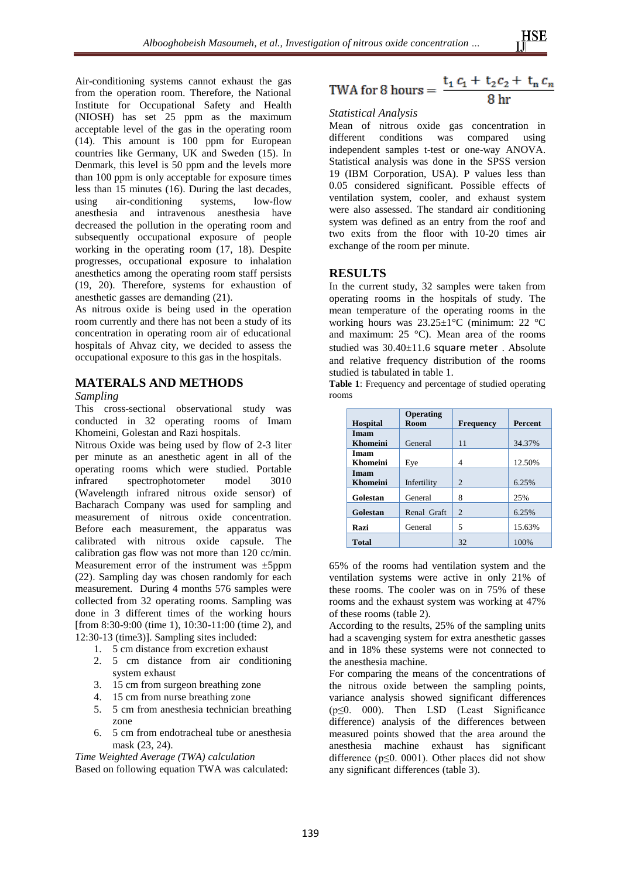Air-conditioning systems cannot exhaust the gas from the operation room. Therefore, the National Institute for Occupational Safety and Health (NIOSH) has set 25 ppm as the maximum acceptable level of the gas in the operating room (14). This amount is 100 ppm for European countries like Germany, UK and Sweden (15). In Denmark, this level is 50 ppm and the levels more than 100 ppm is only acceptable for exposure times less than 15 minutes (16). During the last decades, using air-conditioning systems, low-flow anesthesia and intravenous anesthesia have decreased the pollution in the operating room and subsequently occupational exposure of people working in the operating room (17, 18). Despite progresses, occupational exposure to inhalation anesthetics among the operating room staff persists (19, 20). Therefore, systems for exhaustion of anesthetic gasses are demanding (21).

As nitrous oxide is being used in the operation room currently and there has not been a study of its concentration in operating room air of educational hospitals of Ahvaz city, we decided to assess the occupational exposure to this gas in the hospitals.

## MATERALS AND METHODS

### *Sampling*

This cross-sectional observational study was conducted in 32 operating rooms of Imam Khomeini, Golestan and Razi hospitals.

Nitrous Oxide was being used by flow of 2-3 liter per minute as an anesthetic agent in all of the operating rooms which were studied. Portable infrared spectrophotometer model 3010 (Wavelength infrared nitrous oxide sensor) of Bacharach Company was used for sampling and measurement of nitrous oxide concentration. Before each measurement, the apparatus was calibrated with nitrous oxide capsule. The calibration gas flow was not more than 120 cc/min. Measurement error of the instrument was ±5ppm (22). Sampling day was chosen randomly for each measurement. During 4 months 576 samples were collected from 32 operating rooms. Sampling was done in 3 different times of the working hours [from 8:30-9:00 (time 1), 10:30-11:00 (time 2), and 12:30-13 (time3)]. Sampling sites included:

1. 5 cm distance from excretion exhaust
2. 5 cm distance from air conditioning system exhaust
3. 15 cm from surgeon breathing zone
4. 15 cm from nurse breathing zone
5. 5 cm from anesthesia technician breathing zone
6. 5 cm from endotracheal tube or anesthesia mask (23, 24).

### *Time Weighted Average (TWA) calculation*

Based on following equation TWA was calculated:

$$\text{TWA for 8 hours} = \frac{t_1 c_1 + t_2 c_2 + t_n c_n}{8\ \text{hr}}$$

### *Statistical Analysis*

Mean of nitrous oxide gas concentration in different conditions was compared using independent samples t-test or one-way ANOVA. Statistical analysis was done in the SPSS version 19 (IBM Corporation, USA). P values less than 0.05 considered significant. Possible effects of ventilation system, cooler, and exhaust system were also assessed. The standard air conditioning system was defined as an entry from the roof and two exits from the floor with 10-20 times air exchange of the room per minute.

## RESULTS

In the current study, 32 samples were taken from operating rooms in the hospitals of study. The mean temperature of the operating rooms in the working hours was 23.25±1°C (minimum: 22 °C and maximum: 25 °C). Mean area of the rooms studied was 30.40±11.6 square meter . Absolute and relative frequency distribution of the rooms studied is tabulated in table 1.

**Table 1**: Frequency and percentage of studied operating rooms

| Hospital | Operating Room | Frequency | Percent |
|---|---|---|---|
| Imam Khomeini | General | 11 | 34.37% |
| Imam Khomeini | Eye | 4 | 12.50% |
| Imam Khomeini | Infertility | 2 | 6.25% |
| Golestan | General | 8 | 25% |
| Golestan | Renal Graft | 2 | 6.25% |
| Razi | General | 5 | 15.63% |
| Total | | 32 | 100% |

65% of the rooms had ventilation system and the ventilation systems were active in only 21% of these rooms. The cooler was on in 75% of these rooms and the exhaust system was working at 47% of these rooms (table 2).

According to the results, 25% of the sampling units had a scavenging system for extra anesthetic gasses and in 18% these systems were not connected to the anesthesia machine.

For comparing the means of the concentrations of the nitrous oxide between the sampling points, variance analysis showed significant differences (p≤0. 000). Then LSD (Least Significance difference) analysis of the differences between measured points showed that the area around the anesthesia machine exhaust has significant difference (p≤0. 0001). Other places did not show any significant differences (table 3).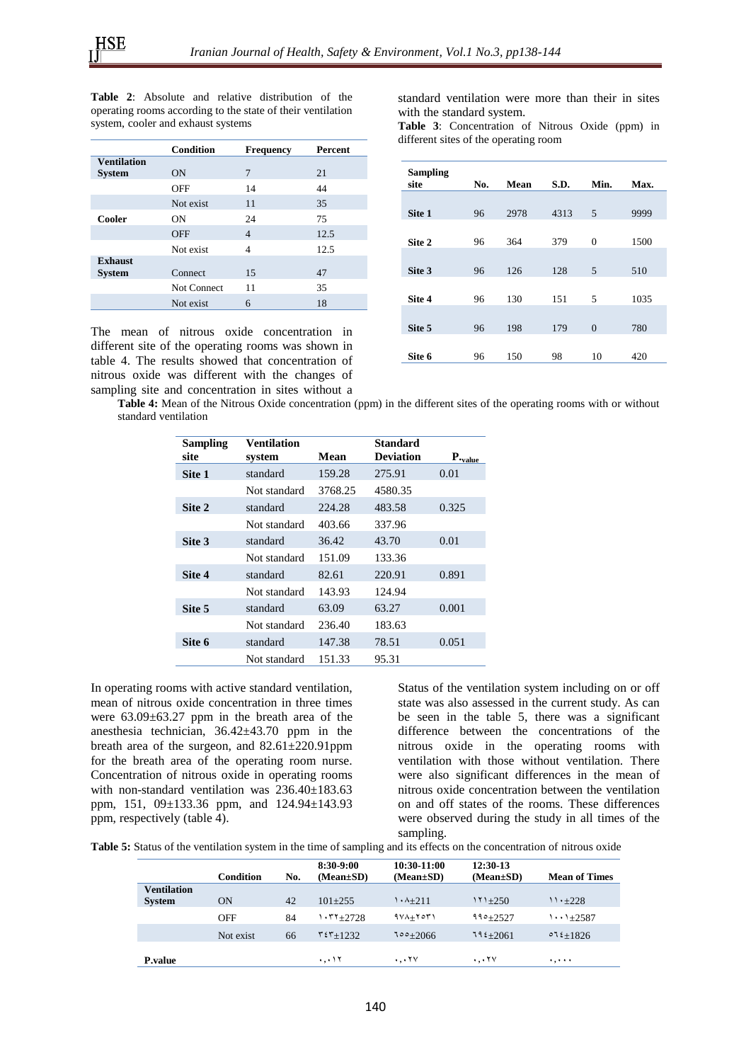**Table 2**: Absolute and relative distribution of the operating rooms according to the state of their ventilation system, cooler and exhaust systems

| | Condition | Frequency | Percent |
|---|---|---|---|
| **Ventilation System** | ON | 7 | 21 |
| | OFF | 14 | 44 |
| | Not exist | 11 | 35 |
| **Cooler** | ON | 24 | 75 |
| | OFF | 4 | 12.5 |
| | Not exist | 4 | 12.5 |
| **Exhaust System** | Connect | 15 | 47 |
| | Not Connect | 11 | 35 |
| | Not exist | 6 | 18 |

The mean of nitrous oxide concentration in different site of the operating rooms was shown in table 4. The results showed that concentration of nitrous oxide was different with the changes of sampling site and concentration in sites without a standard ventilation were more than their in sites with the standard system.

**Table 3**: Concentration of Nitrous Oxide (ppm) in different sites of the operating room

| Sampling site | No. | Mean | S.D. | Min. | Max. |
|---|---|---|---|---|---|
| **Site 1** | 96 | 2978 | 4313 | 5 | 9999 |
| **Site 2** | 96 | 364 | 379 | 0 | 1500 |
| **Site 3** | 96 | 126 | 128 | 5 | 510 |
| **Site 4** | 96 | 130 | 151 | 5 | 1035 |
| **Site 5** | 96 | 198 | 179 | 0 | 780 |
| **Site 6** | 96 | 150 | 98 | 10 | 420 |

**Table 4:** Mean of the Nitrous Oxide concentration (ppm) in the different sites of the operating rooms with or without standard ventilation

| Sampling site | Ventilation system | Mean | Standard Deviation | $P_{value}$ |
|---|---|---|---|---|
| **Site 1** | standard | 159.28 | 275.91 | 0.01 |
| | Not standard | 3768.25 | 4580.35 | |
| **Site 2** | standard | 224.28 | 483.58 | 0.325 |
| | Not standard | 403.66 | 337.96 | |
| **Site 3** | standard | 36.42 | 43.70 | 0.01 |
| | Not standard | 151.09 | 133.36 | |
| **Site 4** | standard | 82.61 | 220.91 | 0.891 |
| | Not standard | 143.93 | 124.94 | |
| **Site 5** | standard | 63.09 | 63.27 | 0.001 |
| | Not standard | 236.40 | 183.63 | |
| **Site 6** | standard | 147.38 | 78.51 | 0.051 |
| | Not standard | 151.33 | 95.31 | |

In operating rooms with active standard ventilation, mean of nitrous oxide concentration in three times were 63.09±63.27 ppm in the breath area of the anesthesia technician, 36.42±43.70 ppm in the breath area of the surgeon, and 82.61±220.91ppm for the breath area of the operating room nurse. Concentration of nitrous oxide in operating rooms with non-standard ventilation was 236.40±183.63 ppm, 151, 09±133.36 ppm, and 124.94±143.93 ppm, respectively (table 4).

Status of the ventilation system including on or off state was also assessed in the current study. As can be seen in the table 5, there was a significant difference between the concentrations of the nitrous oxide in the operating rooms with ventilation with those without ventilation. There were also significant differences in the mean of nitrous oxide concentration between the ventilation on and off states of the rooms. These differences were observed during the study in all times of the sampling.

**Table 5:** Status of the ventilation system in the time of sampling and its effects on the concentration of nitrous oxide

| | Condition | No. | 8:30-9:00 (Mean±SD) | 10:30-11:00 (Mean±SD) | 12:30-13 (Mean±SD) | Mean of Times |
|---|---|---|---|---|---|---|
| **Ventilation System** | ON | 42 | 101±255 | ۱۰۸±211 | ۱۲۱±250 | ۱۱۰±228 |
| | OFF | 84 | ۱۰۳۲±2728 | ۹۷۸±۲۵۳۱ | ۹۹۵±2527 | ۱۰۰۱±2587 |
| | Not exist | 66 | ۳٤۳±1232 | ٦٥٥±2066 | ٦۹٤±2061 | ٥٦٤±1826 |
| **P.value** | | | ۰,۰۱۲ | ۰,۰۲۷ | ۰,۰۲۷ | ۰,۰۰۰ |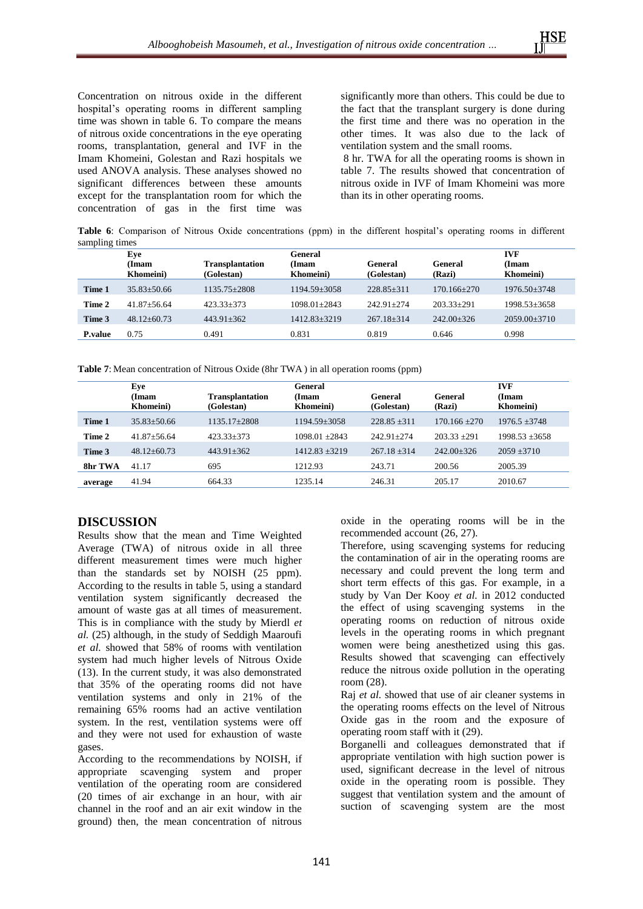Concentration on nitrous oxide in the different hospital's operating rooms in different sampling time was shown in table 6. To compare the means of nitrous oxide concentrations in the eye operating rooms, transplantation, general and IVF in the Imam Khomeini, Golestan and Razi hospitals we used ANOVA analysis. These analyses showed no significant differences between these amounts except for the transplantation room for which the concentration of gas in the first time was significantly more than others. This could be due to the fact that the transplant surgery is done during the first time and there was no operation in the other times. It was also due to the lack of ventilation system and the small rooms.

8 hr. TWA for all the operating rooms is shown in table 7. The results showed that concentration of nitrous oxide in IVF of Imam Khomeini was more than its in other operating rooms.

**Table 6**: Comparison of Nitrous Oxide concentrations (ppm) in the different hospital's operating rooms in different sampling times

| | Eye (Imam Khomeini) | Transplantation (Golestan) | General (Imam Khomeini) | General (Golestan) | General (Razi) | IVF (Imam Khomeini) |
|---|---|---|---|---|---|---|
| **Time 1** | 35.83±50.66 | 1135.75±2808 | 1194.59±3058 | 228.85±311 | 170.166±270 | 1976.50±3748 |
| **Time 2** | 41.87±56.64 | 423.33±373 | 1098.01±2843 | 242.91±274 | 203.33±291 | 1998.53±3658 |
| **Time 3** | 48.12±60.73 | 443.91±362 | 1412.83±3219 | 267.18±314 | 242.00±326 | 2059.00±3710 |
| **P.value** | 0.75 | 0.491 | 0.831 | 0.819 | 0.646 | 0.998 |

**Table 7**: Mean concentration of Nitrous Oxide (8hr TWA ) in all operation rooms (ppm)

| | Eye (Imam Khomeini) | Transplantation (Golestan) | General (Imam Khomeini) | General (Golestan) | General (Razi) | IVF (Imam Khomeini) |
|---|---|---|---|---|---|---|
| **Time 1** | 35.83±50.66 | 1135.17±2808 | 1194.59±3058 | 228.85 ±311 | 170.166 ±270 | 1976.5 ±3748 |
| **Time 2** | 41.87±56.64 | 423.33±373 | 1098.01 ±2843 | 242.91±274 | 203.33 ±291 | 1998.53 ±3658 |
| **Time 3** | 48.12±60.73 | 443.91±362 | 1412.83 ±3219 | 267.18 ±314 | 242.00±326 | 2059 ±3710 |
| **8hr TWA** | 41.17 | 695 | 1212.93 | 243.71 | 200.56 | 2005.39 |
| **average** | 41.94 | 664.33 | 1235.14 | 246.31 | 205.17 | 2010.67 |

## DISCUSSION

Results show that the mean and Time Weighted Average (TWA) of nitrous oxide in all three different measurement times were much higher than the standards set by NOISH (25 ppm). According to the results in table 5, using a standard ventilation system significantly decreased the amount of waste gas at all times of measurement. This is in compliance with the study by Mierdl *et al.* (25) although, in the study of Seddigh Maaroufi *et al.* showed that 58% of rooms with ventilation system had much higher levels of Nitrous Oxide (13). In the current study, it was also demonstrated that 35% of the operating rooms did not have ventilation systems and only in 21% of the remaining 65% rooms had an active ventilation system. In the rest, ventilation systems were off and they were not used for exhaustion of waste gases.

According to the recommendations by NOISH, if appropriate scavenging system and proper ventilation of the operating room are considered (20 times of air exchange in an hour, with air channel in the roof and an air exit window in the ground) then, the mean concentration of nitrous oxide in the operating rooms will be in the recommended account (26, 27).

Therefore, using scavenging systems for reducing the contamination of air in the operating rooms are necessary and could prevent the long term and short term effects of this gas. For example, in a study by Van Der Kooy *et al.* in 2012 conducted the effect of using scavenging systems in the operating rooms on reduction of nitrous oxide levels in the operating rooms in which pregnant women were being anesthetized using this gas. Results showed that scavenging can effectively reduce the nitrous oxide pollution in the operating room (28).

Raj *et al.* showed that use of air cleaner systems in the operating rooms effects on the level of Nitrous Oxide gas in the room and the exposure of operating room staff with it (29).

Borganelli and colleagues demonstrated that if appropriate ventilation with high suction power is used, significant decrease in the level of nitrous oxide in the operating room is possible. They suggest that ventilation system and the amount of suction of scavenging system are the most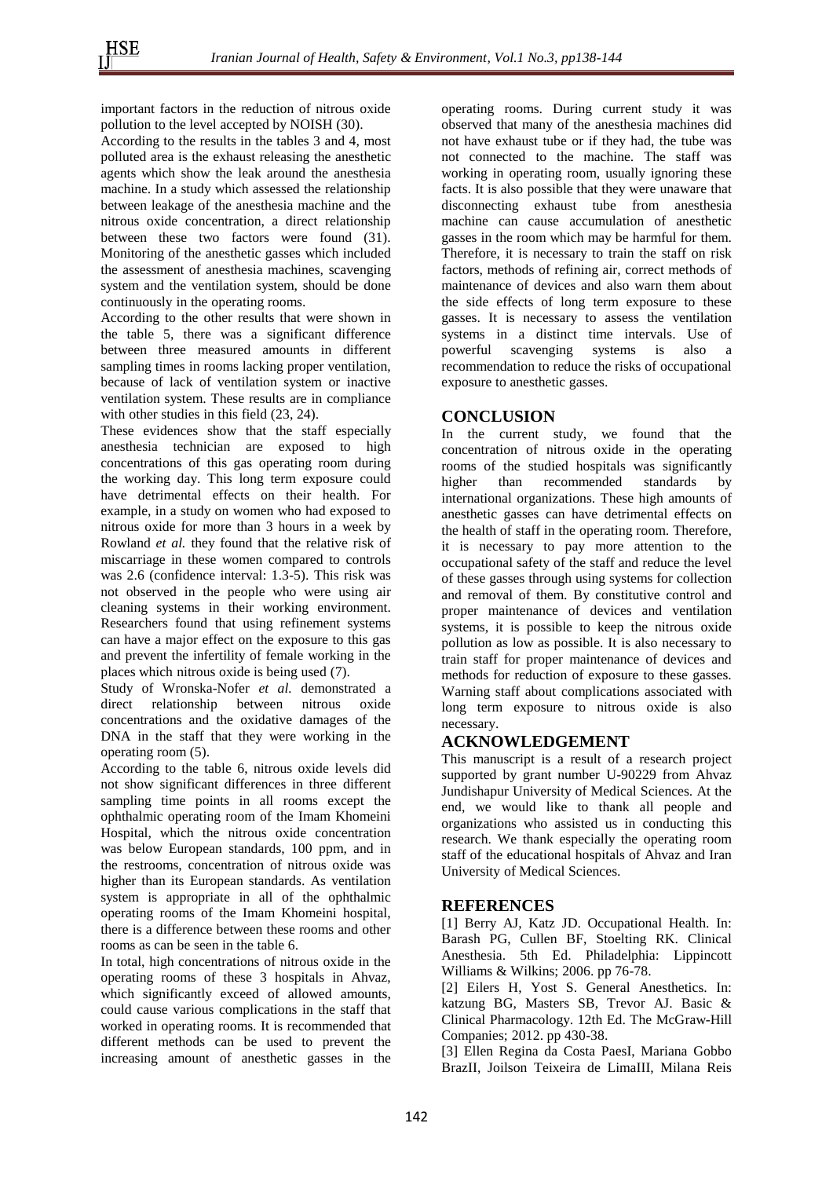important factors in the reduction of nitrous oxide pollution to the level accepted by NOISH (30).

According to the results in the tables 3 and 4, most polluted area is the exhaust releasing the anesthetic agents which show the leak around the anesthesia machine. In a study which assessed the relationship between leakage of the anesthesia machine and the nitrous oxide concentration, a direct relationship between these two factors were found (31). Monitoring of the anesthetic gasses which included the assessment of anesthesia machines, scavenging system and the ventilation system, should be done continuously in the operating rooms.

According to the other results that were shown in the table 5, there was a significant difference between three measured amounts in different sampling times in rooms lacking proper ventilation, because of lack of ventilation system or inactive ventilation system. These results are in compliance with other studies in this field (23, 24).

These evidences show that the staff especially anesthesia technician are exposed to high concentrations of this gas operating room during the working day. This long term exposure could have detrimental effects on their health. For example, in a study on women who had exposed to nitrous oxide for more than 3 hours in a week by Rowland *et al.* they found that the relative risk of miscarriage in these women compared to controls was 2.6 (confidence interval: 1.3-5). This risk was not observed in the people who were using air cleaning systems in their working environment. Researchers found that using refinement systems can have a major effect on the exposure to this gas and prevent the infertility of female working in the places which nitrous oxide is being used (7).

Study of Wronska-Nofer *et al.* demonstrated a direct relationship between nitrous oxide concentrations and the oxidative damages of the DNA in the staff that they were working in the operating room (5).

According to the table 6, nitrous oxide levels did not show significant differences in three different sampling time points in all rooms except the ophthalmic operating room of the Imam Khomeini Hospital, which the nitrous oxide concentration was below European standards, 100 ppm, and in the restrooms, concentration of nitrous oxide was higher than its European standards. As ventilation system is appropriate in all of the ophthalmic operating rooms of the Imam Khomeini hospital, there is a difference between these rooms and other rooms as can be seen in the table 6.

In total, high concentrations of nitrous oxide in the operating rooms of these 3 hospitals in Ahvaz, which significantly exceed of allowed amounts, could cause various complications in the staff that worked in operating rooms. It is recommended that different methods can be used to prevent the increasing amount of anesthetic gasses in the operating rooms. During current study it was observed that many of the anesthesia machines did not have exhaust tube or if they had, the tube was not connected to the machine. The staff was working in operating room, usually ignoring these facts. It is also possible that they were unaware that disconnecting exhaust tube from anesthesia machine can cause accumulation of anesthetic gasses in the room which may be harmful for them. Therefore, it is necessary to train the staff on risk factors, methods of refining air, correct methods of maintenance of devices and also warn them about the side effects of long term exposure to these gasses. It is necessary to assess the ventilation systems in a distinct time intervals. Use of powerful scavenging systems is also a recommendation to reduce the risks of occupational exposure to anesthetic gasses.

## CONCLUSION

In the current study, we found that the concentration of nitrous oxide in the operating rooms of the studied hospitals was significantly higher than recommended standards by international organizations. These high amounts of anesthetic gasses can have detrimental effects on the health of staff in the operating room. Therefore, it is necessary to pay more attention to the occupational safety of the staff and reduce the level of these gasses through using systems for collection and removal of them. By constitutive control and proper maintenance of devices and ventilation systems, it is possible to keep the nitrous oxide pollution as low as possible. It is also necessary to train staff for proper maintenance of devices and methods for reduction of exposure to these gasses. Warning staff about complications associated with long term exposure to nitrous oxide is also necessary.

## ACKNOWLEDGEMENT

This manuscript is a result of a research project supported by grant number U-90229 from Ahvaz Jundishapur University of Medical Sciences. At the end, we would like to thank all people and organizations who assisted us in conducting this research. We thank especially the operating room staff of the educational hospitals of Ahvaz and Iran University of Medical Sciences.

## REFERENCES

[1] Berry AJ, Katz JD. Occupational Health. In: Barash PG, Cullen BF, Stoelting RK. Clinical Anesthesia. 5th Ed. Philadelphia: Lippincott Williams & Wilkins; 2006. pp 76-78.

[2] Eilers H, Yost S. General Anesthetics. In: katzung BG, Masters SB, Trevor AJ. Basic & Clinical Pharmacology. 12th Ed. The McGraw-Hill Companies; 2012. pp 430-38.

[3] Ellen Regina da Costa PaesI, Mariana Gobbo BrazII, Joilson Teixeira de LimaIII, Milana Reis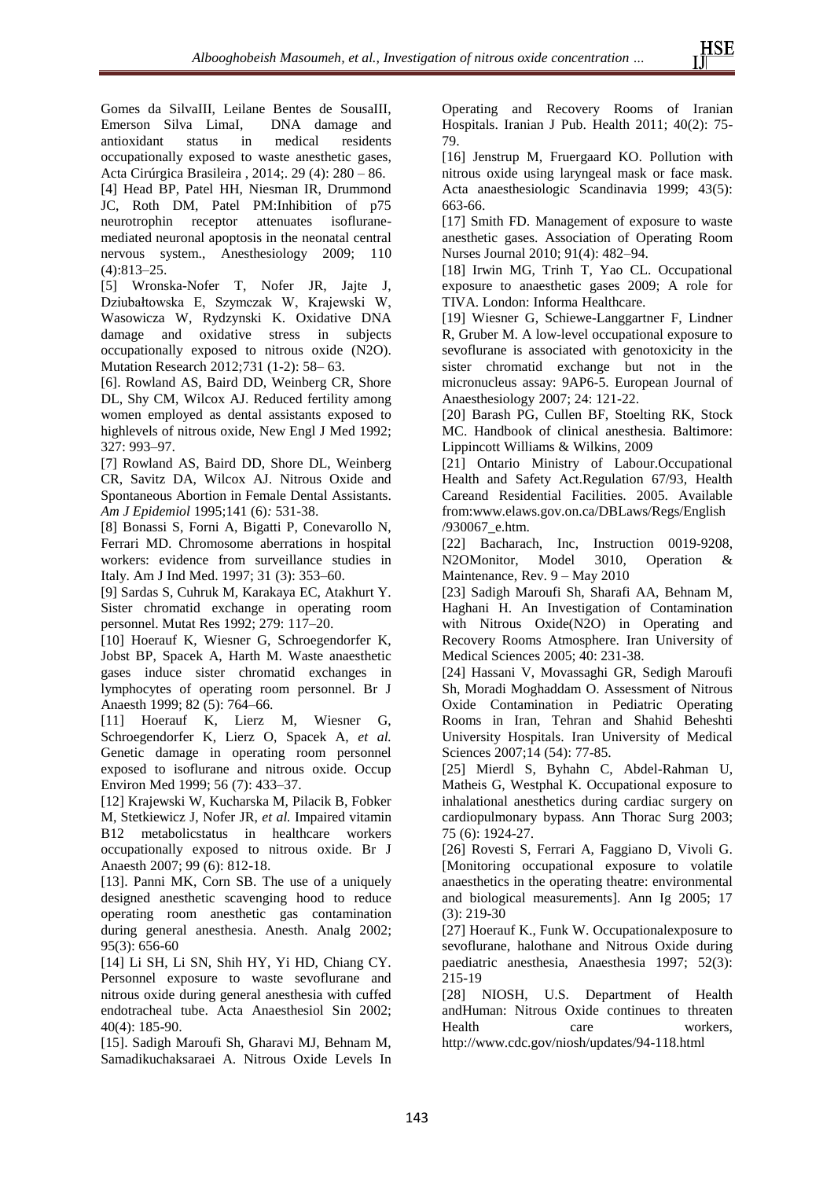Gomes da SilvaIII, Leilane Bentes de SousaIII, Emerson Silva LimaI, DNA damage and antioxidant status in medical residents occupationally exposed to waste anesthetic gases, Acta Cirúrgica Brasileira , 2014;. 29 (4): 280 – 86.

[4] Head BP, Patel HH, Niesman IR, Drummond JC, Roth DM, Patel PM:Inhibition of p75 neurotrophin receptor attenuates isoflurane-mediated neuronal apoptosis in the neonatal central nervous system., Anesthesiology 2009; 110 (4):813–25.

[5] Wronska-Nofer T, Nofer JR, Jajte J, Dziubałtowska E, Szymczak W, Krajewski W, Wasowicza W, Rydzynski K. Oxidative DNA damage and oxidative stress in subjects occupationally exposed to nitrous oxide (N2O). Mutation Research 2012;731 (1-2): 58– 63.

[6]. Rowland AS, Baird DD, Weinberg CR, Shore DL, Shy CM, Wilcox AJ. Reduced fertility among women employed as dental assistants exposed to highlevels of nitrous oxide, New Engl J Med 1992; 327: 993–97.

[7] Rowland AS, Baird DD, Shore DL, Weinberg CR, Savitz DA, Wilcox AJ. Nitrous Oxide and Spontaneous Abortion in Female Dental Assistants. *Am J Epidemiol* 1995;141 (6)*:* 531-38.

[8] Bonassi S, Forni A, Bigatti P, Conevarollo N, Ferrari MD. Chromosome aberrations in hospital workers: evidence from surveillance studies in Italy. Am J Ind Med. 1997; 31 (3): 353–60.

[9] Sardas S, Cuhruk M, Karakaya EC, Atakhurt Y. Sister chromatid exchange in operating room personnel. Mutat Res 1992; 279: 117–20.

[10] Hoerauf K, Wiesner G, Schroegendorfer K, Jobst BP, Spacek A, Harth M. Waste anaesthetic gases induce sister chromatid exchanges in lymphocytes of operating room personnel. Br J Anaesth 1999; 82 (5): 764–66.

[11] Hoerauf K, Lierz M, Wiesner G, Schroegendorfer K, Lierz O, Spacek A, *et al.* Genetic damage in operating room personnel exposed to isoflurane and nitrous oxide. Occup Environ Med 1999; 56 (7): 433–37.

[12] Krajewski W, Kucharska M, Pilacik B, Fobker M, Stetkiewicz J, Nofer JR, *et al.* Impaired vitamin B12 metabolicstatus in healthcare workers occupationally exposed to nitrous oxide. Br J Anaesth 2007; 99 (6): 812-18.

[13]. Panni MK, Corn SB. The use of a uniquely designed anesthetic scavenging hood to reduce operating room anesthetic gas contamination during general anesthesia. Anesth. Analg 2002; 95(3): 656-60

[14] Li SH, Li SN, Shih HY, Yi HD, Chiang CY. Personnel exposure to waste sevoflurane and nitrous oxide during general anesthesia with cuffed endotracheal tube. Acta Anaesthesiol Sin 2002; 40(4): 185-90.

[15]. Sadigh Maroufi Sh, Gharavi MJ, Behnam M, Samadikuchaksaraei A. Nitrous Oxide Levels In Operating and Recovery Rooms of Iranian Hospitals. Iranian J Pub. Health 2011; 40(2): 75-79.

[16] Jenstrup M, Fruergaard KO. Pollution with nitrous oxide using laryngeal mask or face mask. Acta anaesthesiologic Scandinavia 1999; 43(5): 663-66.

[17] Smith FD. Management of exposure to waste anesthetic gases. Association of Operating Room Nurses Journal 2010; 91(4): 482–94.

[18] Irwin MG, Trinh T, Yao CL. Occupational exposure to anaesthetic gases 2009; A role for TIVA. London: Informa Healthcare.

[19] Wiesner G, Schiewe-Langgartner F, Lindner R, Gruber M. A low-level occupational exposure to sevoflurane is associated with genotoxicity in the sister chromatid exchange but not in the micronucleus assay: 9AP6-5. European Journal of Anaesthesiology 2007; 24: 121-22.

[20] Barash PG, Cullen BF, Stoelting RK, Stock MC. Handbook of clinical anesthesia. Baltimore: Lippincott Williams & Wilkins, 2009

[21] Ontario Ministry of Labour.Occupational Health and Safety Act.Regulation 67/93, Health Careand Residential Facilities. 2005. Available from:www.elaws.gov.on.ca/DBLaws/Regs/English /930067_e.htm.

[22] Bacharach, Inc, Instruction 0019-9208, N2OMonitor, Model 3010, Operation & Maintenance, Rev. 9 – May 2010

[23] Sadigh Maroufi Sh, Sharafi AA, Behnam M, Haghani H. An Investigation of Contamination with Nitrous Oxide(N2O) in Operating and Recovery Rooms Atmosphere. Iran University of Medical Sciences 2005; 40: 231-38.

[24] Hassani V, Movassaghi GR, Sedigh Maroufi Sh, Moradi Moghaddam O. Assessment of Nitrous Oxide Contamination in Pediatric Operating Rooms in Iran, Tehran and Shahid Beheshti University Hospitals. Iran University of Medical Sciences 2007;14 (54): 77-85.

[25] Mierdl S, Byhahn C, Abdel-Rahman U, Matheis G, Westphal K. Occupational exposure to inhalational anesthetics during cardiac surgery on cardiopulmonary bypass. Ann Thorac Surg 2003; 75 (6): 1924-27.

[26] Rovesti S, Ferrari A, Faggiano D, Vivoli G. [Monitoring occupational exposure to volatile anaesthetics in the operating theatre: environmental and biological measurements]. Ann Ig 2005; 17 (3): 219-30

[27] Hoerauf K., Funk W. Occupationalexposure to sevoflurane, halothane and Nitrous Oxide during paediatric anesthesia, Anaesthesia 1997; 52(3): 215-19

[28] NIOSH, U.S. Department of Health andHuman: Nitrous Oxide continues to threaten Health care workers, http://www.cdc.gov/niosh/updates/94-118.html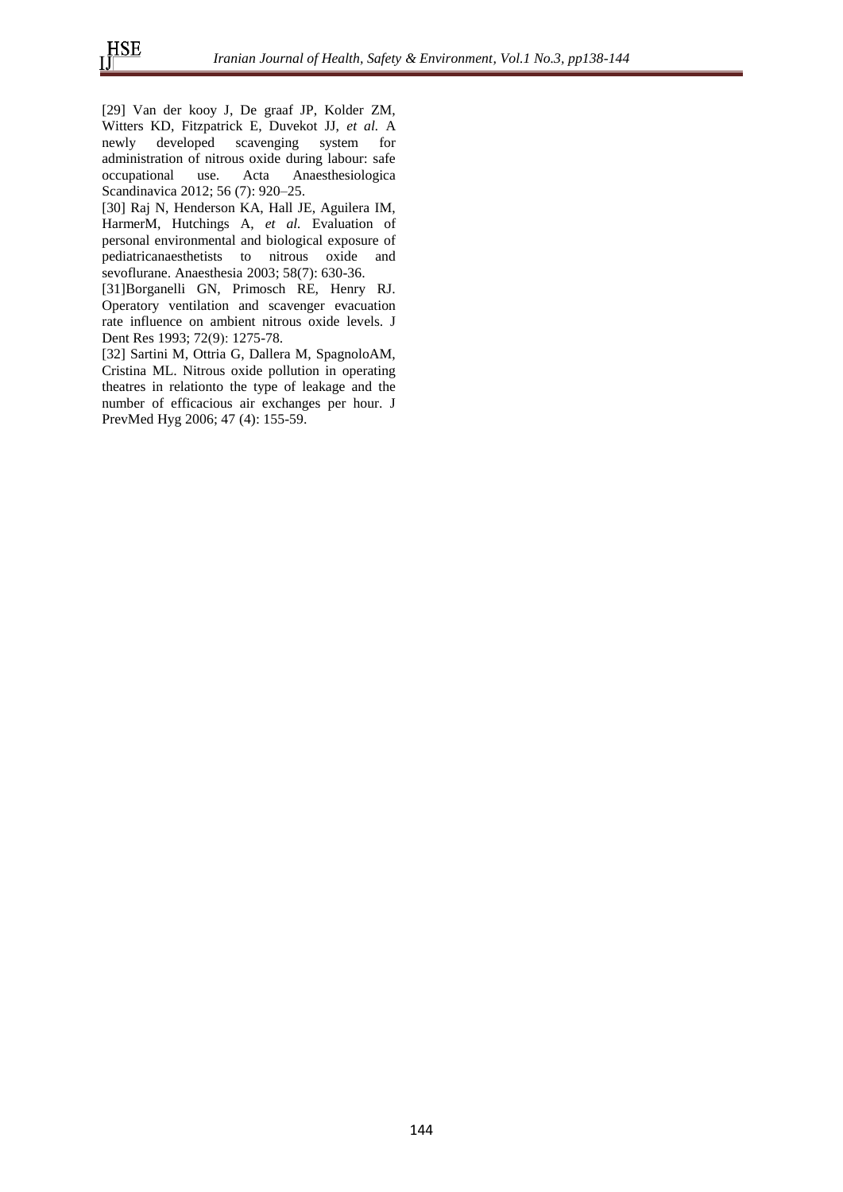[29] Van der kooy J, De graaf JP, Kolder ZM, Witters KD, Fitzpatrick E, Duvekot JJ, *et al.* A newly developed scavenging system for administration of nitrous oxide during labour: safe occupational use. Acta Anaesthesiologica Scandinavica 2012; 56 (7): 920–25.

[30] Raj N, Henderson KA, Hall JE, Aguilera IM, HarmerM, Hutchings A, *et al.* Evaluation of personal environmental and biological exposure of pediatricanaesthetists to nitrous oxide and sevoflurane. Anaesthesia 2003; 58(7): 630-36.

[31]Borganelli GN, Primosch RE, Henry RJ. Operatory ventilation and scavenger evacuation rate influence on ambient nitrous oxide levels. J Dent Res 1993; 72(9): 1275-78.

[32] Sartini M, Ottria G, Dallera M, SpagnoloAM, Cristina ML. Nitrous oxide pollution in operating theatres in relationto the type of leakage and the number of efficacious air exchanges per hour. J PrevMed Hyg 2006; 47 (4): 155-59.